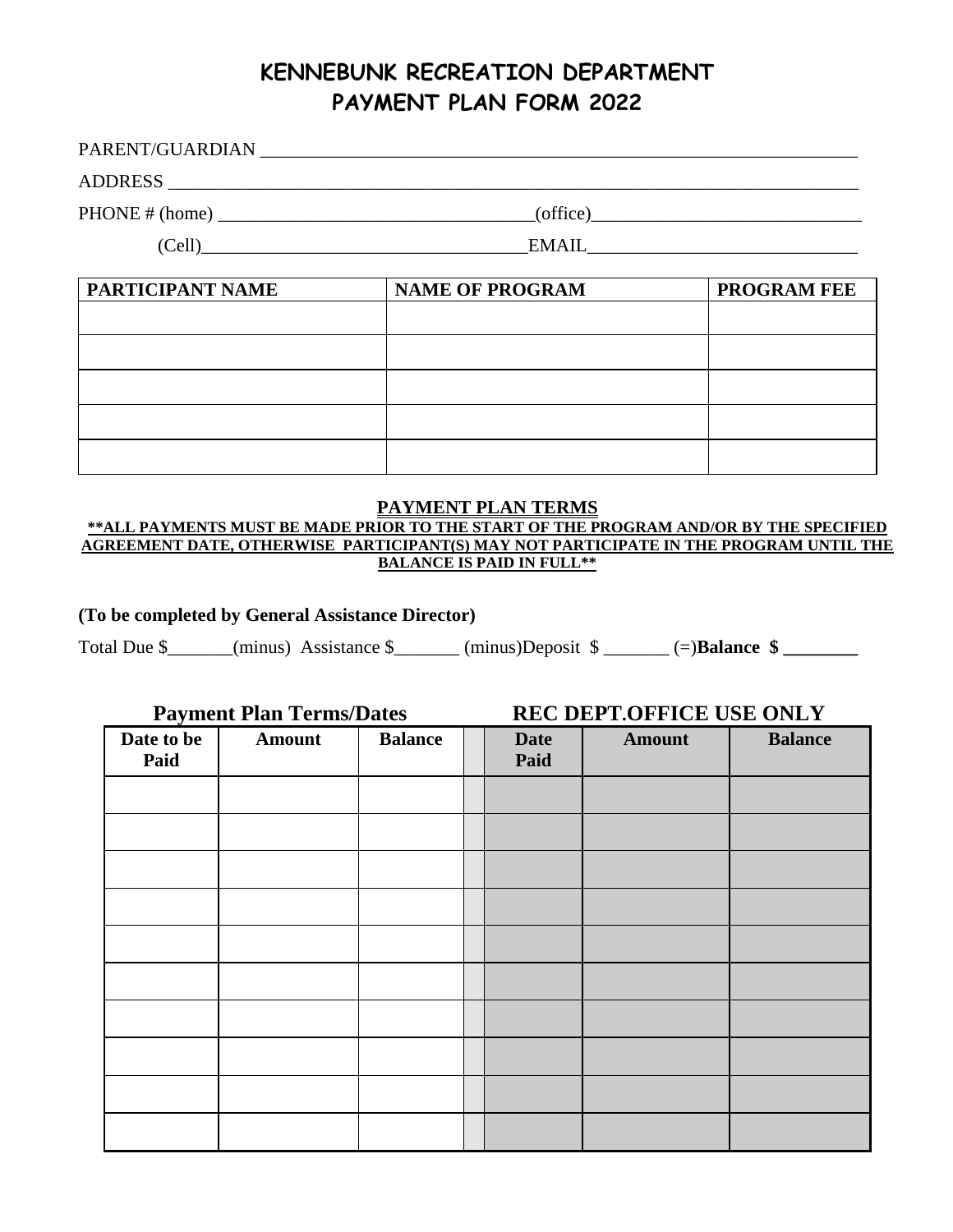# KENNEBUNK RECREATION DEPARTMENT
# PAYMENT PLAN FORM 2022

PARENT/GUARDIAN ______________________________________________________________

ADDRESS ____________________________________________________________________

PHONE # (home) _________________________________(office)____________________________

(Cell)_________________________________EMAIL____________________________

| PARTICIPANT NAME | NAME OF PROGRAM | PROGRAM FEE |
|---|---|---|
| | | |
| | | |
| | | |
| | | |
| | | |

**PAYMENT PLAN TERMS**

**\*\*ALL PAYMENTS MUST BE MADE PRIOR TO THE START OF THE PROGRAM AND/OR BY THE SPECIFIED AGREEMENT DATE, OTHERWISE PARTICIPANT(S) MAY NOT PARTICIPATE IN THE PROGRAM UNTIL THE BALANCE IS PAID IN FULL\*\***

**(To be completed by General Assistance Director)**

Total Due $_______(minus) Assistance $_______ (minus)Deposit $ _______ (=)**Balance $ ________**

| Payment Plan Terms/Dates | | | | REC DEPT.OFFICE USE ONLY | | |
|---|---|---|---|---|---|---|
| **Date to be Paid** | **Amount** | **Balance** | | **Date Paid** | **Amount** | **Balance** |
| | | | | | | |
| | | | | | | |
| | | | | | | |
| | | | | | | |
| | | | | | | |
| | | | | | | |
| | | | | | | |
| | | | | | | |
| | | | | | | |
| | | | | | | |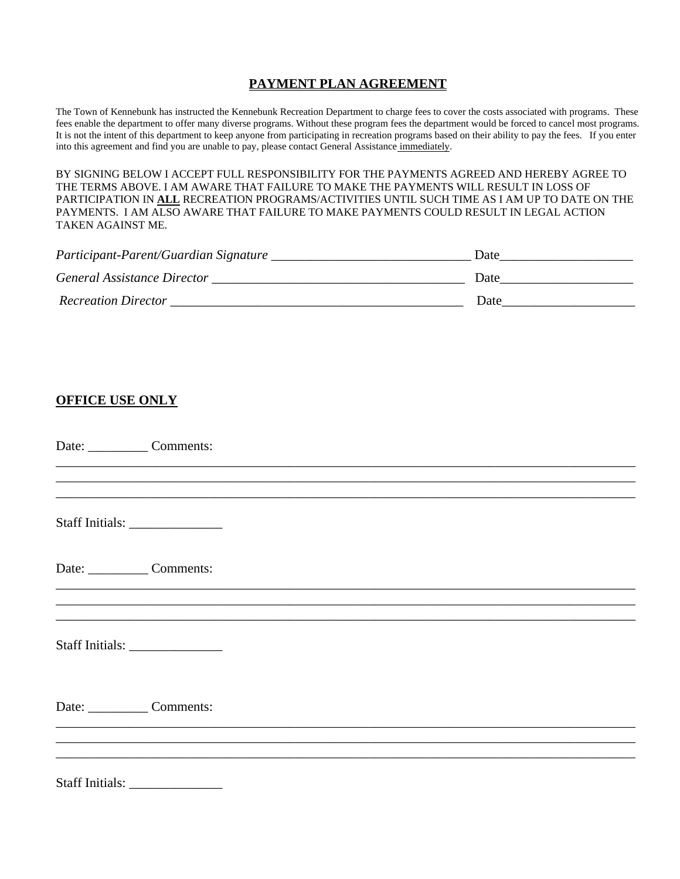# PAYMENT PLAN AGREEMENT

The Town of Kennebunk has instructed the Kennebunk Recreation Department to charge fees to cover the costs associated with programs. These fees enable the department to offer many diverse programs. Without these program fees the department would be forced to cancel most programs. It is not the intent of this department to keep anyone from participating in recreation programs based on their ability to pay the fees. If you enter into this agreement and find you are unable to pay, please contact General Assistance immediately.

BY SIGNING BELOW I ACCEPT FULL RESPONSIBILITY FOR THE PAYMENTS AGREED AND HEREBY AGREE TO THE TERMS ABOVE. I AM AWARE THAT FAILURE TO MAKE THE PAYMENTS WILL RESULT IN LOSS OF PARTICIPATION IN **ALL** RECREATION PROGRAMS/ACTIVITIES UNTIL SUCH TIME AS I AM UP TO DATE ON THE PAYMENTS. I AM ALSO AWARE THAT FAILURE TO MAKE PAYMENTS COULD RESULT IN LEGAL ACTION TAKEN AGAINST ME.

*Participant-Parent/Guardian Signature* ______________________________ Date____________________

*General Assistance Director* ______________________________________ Date____________________

*Recreation Director* __________________________________________ Date____________________

## OFFICE USE ONLY

Date: _________ Comments:
________________________________________________________________________________
________________________________________________________________________________
________________________________________________________________________________

Staff Initials: ______________

Date: _________ Comments:
________________________________________________________________________________
________________________________________________________________________________
________________________________________________________________________________

Staff Initials: ______________

Date: _________ Comments:
________________________________________________________________________________
________________________________________________________________________________
________________________________________________________________________________

Staff Initials: ______________